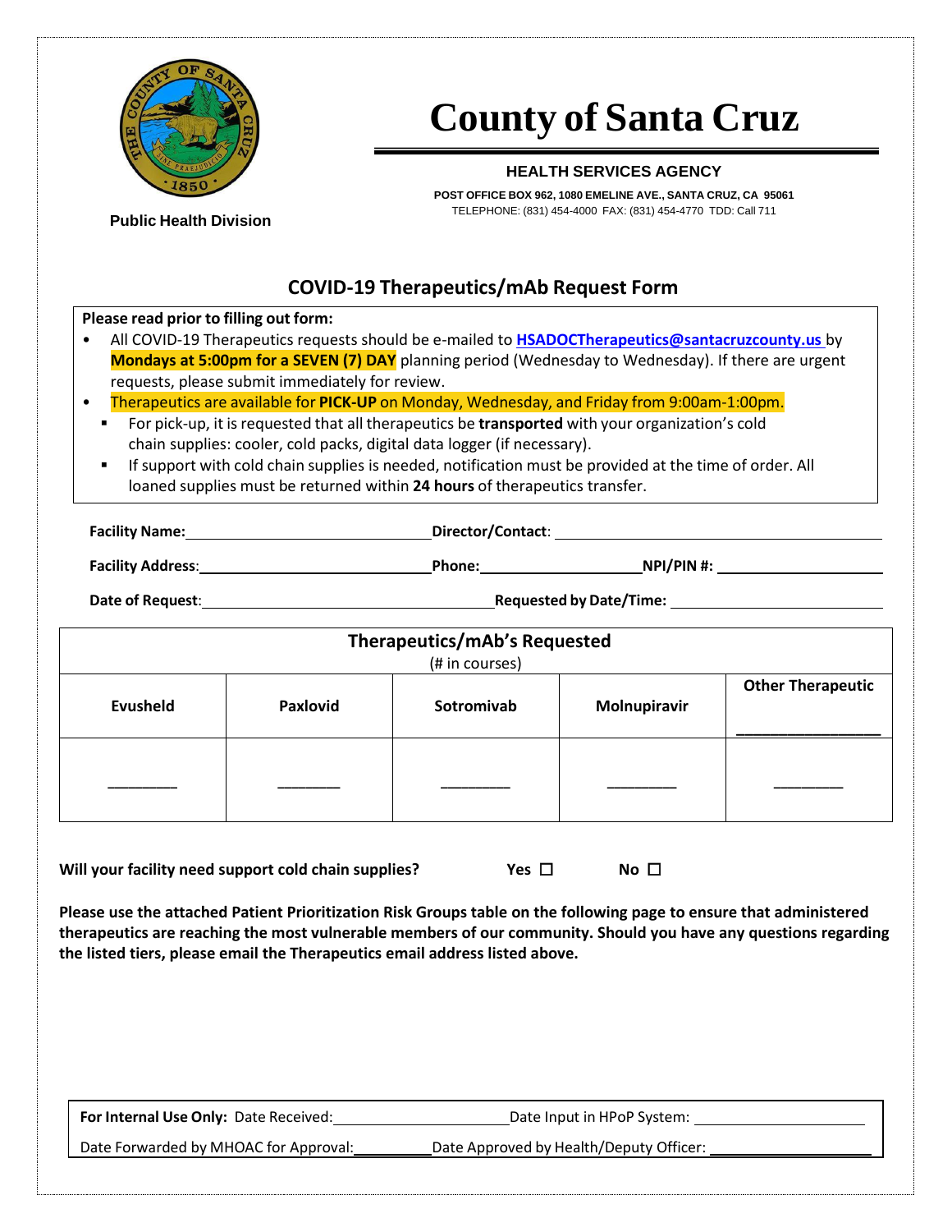# County of Santa Cruz

**Public Health Division**

**HEALTH SERVICES AGENCY**

**POST OFFICE BOX 962, 1080 EMELINE AVE., SANTA CRUZ, CA 95061**
TELEPHONE: (831) 454-4000 FAX: (831) 454-4770 TDD: Call 711

## COVID-19 Therapeutics/mAb Request Form

**Please read prior to filling out form:**

- All COVID-19 Therapeutics requests should be e-mailed to **HSADOCTherapeutics@santacruzcounty.us** by **Mondays at 5:00pm for a SEVEN (7) DAY** planning period (Wednesday to Wednesday). If there are urgent requests, please submit immediately for review.
- Therapeutics are available for **PICK-UP** on Monday, Wednesday, and Friday from 9:00am-1:00pm.
  - For pick-up, it is requested that all therapeutics be **transported** with your organization's cold chain supplies: cooler, cold packs, digital data logger (if necessary).
  - If support with cold chain supplies is needed, notification must be provided at the time of order. All loaned supplies must be returned within **24 hours** of therapeutics transfer.

**Facility Name:** ______________________ **Director/Contact**: ______________________

**Facility Address**: ______________________ **Phone:** ______________ **NPI/PIN #:** ______________

**Date of Request**: ______________________ **Requested by Date/Time:** ______________________

| **Therapeutics/mAb's Requested** (# in courses) | | | | |
|---|---|---|---|---|
| **Evusheld** | **Paxlovid** | **Sotromivab** | **Molnupiravir** | **Other Therapeutic** ____________ |
| ________ | ________ | ________ | ________ | ________ |

**Will your facility need support cold chain supplies?** **Yes** ☐ **No** ☐

**Please use the attached Patient Prioritization Risk Groups table on the following page to ensure that administered therapeutics are reaching the most vulnerable members of our community. Should you have any questions regarding the listed tiers, please email the Therapeutics email address listed above.**

**For Internal Use Only:** Date Received: ______________ Date Input in HPoP System: ______________

Date Forwarded by MHOAC for Approval: ______________ Date Approved by Health/Deputy Officer: ______________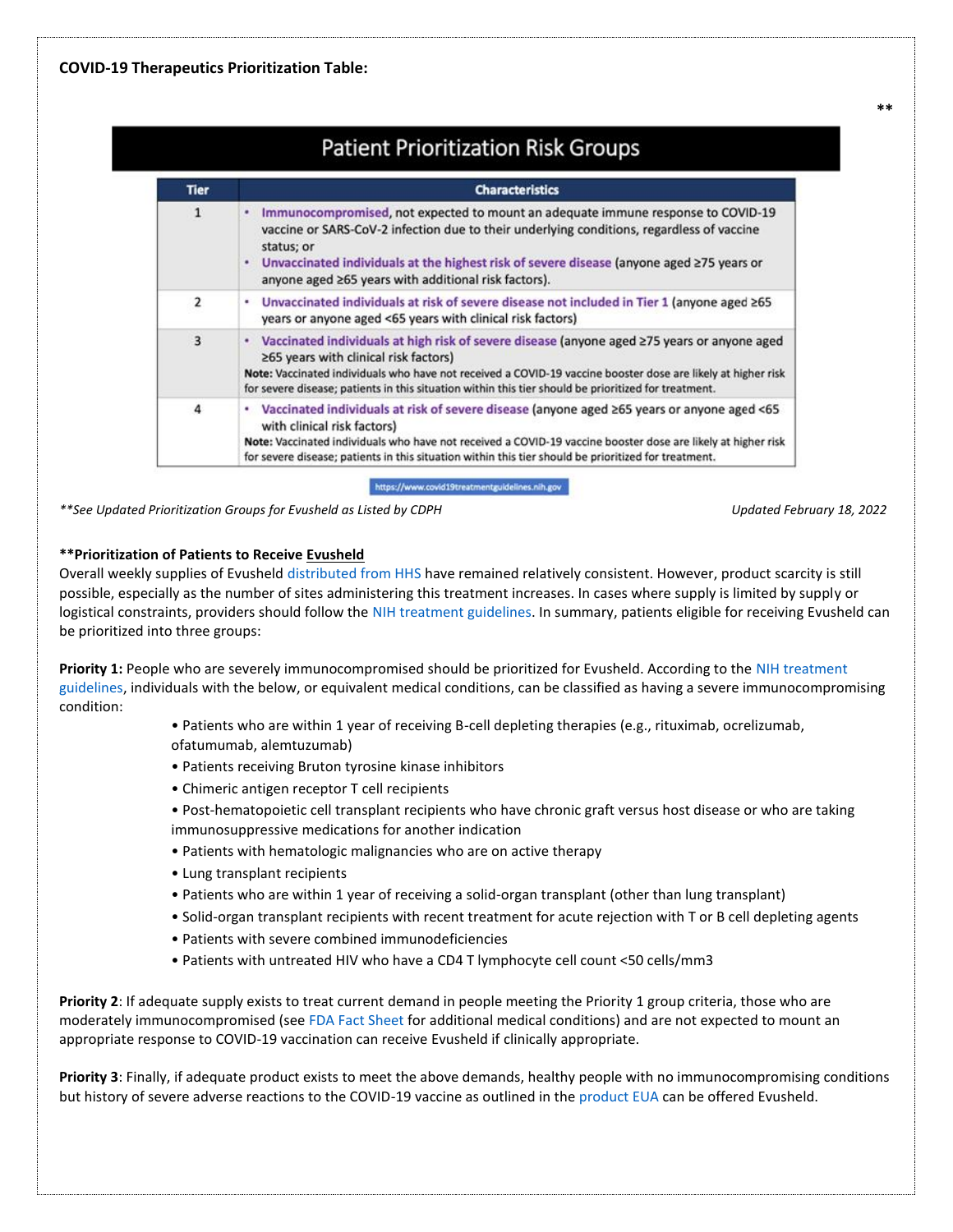**COVID-19 Therapeutics Prioritization Table:**

\*\*

## Patient Prioritization Risk Groups

| Tier | Characteristics |
|---|---|
| 1 | • Immunocompromised, not expected to mount an adequate immune response to COVID-19 vaccine or SARS-CoV-2 infection due to their underlying conditions, regardless of vaccine status; or<br>• Unvaccinated individuals at the highest risk of severe disease (anyone aged ≥75 years or anyone aged ≥65 years with additional risk factors). |
| 2 | • Unvaccinated individuals at risk of severe disease not included in Tier 1 (anyone aged ≥65 years or anyone aged <65 years with clinical risk factors) |
| 3 | • Vaccinated individuals at high risk of severe disease (anyone aged ≥75 years or anyone aged ≥65 years with clinical risk factors)<br>**Note:** Vaccinated individuals who have not received a COVID-19 vaccine booster dose are likely at higher risk for severe disease; patients in this situation within this tier should be prioritized for treatment. |
| 4 | • Vaccinated individuals at risk of severe disease (anyone aged ≥65 years or anyone aged <65 with clinical risk factors)<br>**Note:** Vaccinated individuals who have not received a COVID-19 vaccine booster dose are likely at higher risk for severe disease; patients in this situation within this tier should be prioritized for treatment. |

https://www.covid19treatmentguidelines.nih.gov

*\*\*See Updated Prioritization Groups for Evusheld as Listed by CDPH*

Updated February 18, 2022

**\*\*Prioritization of Patients to Receive Evusheld**

Overall weekly supplies of Evusheld distributed from HHS have remained relatively consistent. However, product scarcity is still possible, especially as the number of sites administering this treatment increases. In cases where supply is limited by supply or logistical constraints, providers should follow the NIH treatment guidelines. In summary, patients eligible for receiving Evusheld can be prioritized into three groups:

**Priority 1:** People who are severely immunocompromised should be prioritized for Evusheld. According to the NIH treatment guidelines, individuals with the below, or equivalent medical conditions, can be classified as having a severe immunocompromising condition:

- Patients who are within 1 year of receiving B-cell depleting therapies (e.g., rituximab, ocrelizumab, ofatumumab, alemtuzumab)
- Patients receiving Bruton tyrosine kinase inhibitors
- Chimeric antigen receptor T cell recipients
- Post-hematopoietic cell transplant recipients who have chronic graft versus host disease or who are taking immunosuppressive medications for another indication
- Patients with hematologic malignancies who are on active therapy
- Lung transplant recipients
- Patients who are within 1 year of receiving a solid-organ transplant (other than lung transplant)
- Solid-organ transplant recipients with recent treatment for acute rejection with T or B cell depleting agents
- Patients with severe combined immunodeficiencies
- Patients with untreated HIV who have a CD4 T lymphocyte cell count <50 cells/mm3

**Priority 2**: If adequate supply exists to treat current demand in people meeting the Priority 1 group criteria, those who are moderately immunocompromised (see FDA Fact Sheet for additional medical conditions) and are not expected to mount an appropriate response to COVID-19 vaccination can receive Evusheld if clinically appropriate.

**Priority 3**: Finally, if adequate product exists to meet the above demands, healthy people with no immunocompromising conditions but history of severe adverse reactions to the COVID-19 vaccine as outlined in the product EUA can be offered Evusheld.